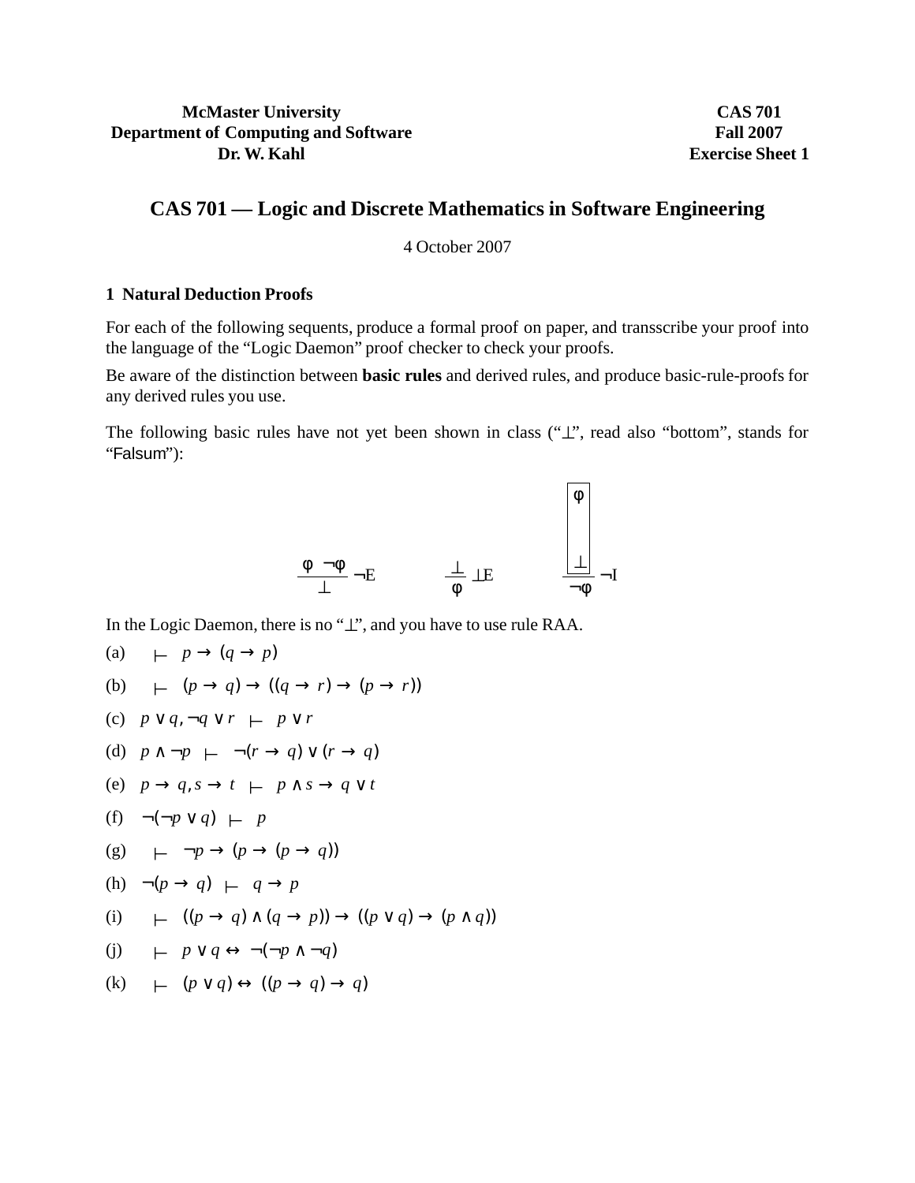**McMaster University**
**Department of Computing and Software**
**Dr. W. Kahl**

**CAS 701**
**Fall 2007**
**Exercise Sheet 1**

# CAS 701 — Logic and Discrete Mathematics in Software Engineering

4 October 2007

## 1 Natural Deduction Proofs

For each of the following sequents, produce a formal proof on paper, and transscribe your proof into the language of the "Logic Daemon" proof checker to check your proofs.

Be aware of the distinction between **basic rules** and derived rules, and produce basic-rule-proofs for any derived rules you use.

The following basic rules have not yet been shown in class ("$\bot$", read also "bottom", stands for "Falsum"):

$$\frac{\varphi \quad \neg\varphi}{\bot}\,\neg\mathrm{E} \qquad\qquad \frac{\bot}{\varphi}\,\bot\mathrm{E} \qquad\qquad \frac{\boxed{\begin{array}{c}\varphi \\ \vdots \\ \bot\end{array}}}{\neg\varphi}\,\neg\mathrm{I}$$

In the Logic Daemon, there is no "$\bot$", and you have to use rule RAA.

(a) $\vdash \; p \rightarrow (q \rightarrow p)$

(b) $\vdash \; (p \rightarrow q) \rightarrow ((q \rightarrow r) \rightarrow (p \rightarrow r))$

(c) $p \vee q, \neg q \vee r \;\vdash\; p \vee r$

(d) $p \wedge \neg p \;\vdash\; \neg(r \rightarrow q) \vee (r \rightarrow q)$

(e) $p \rightarrow q, s \rightarrow t \;\vdash\; p \wedge s \rightarrow q \vee t$

(f) $\neg(\neg p \vee q) \;\vdash\; p$

(g) $\vdash \; \neg p \rightarrow (p \rightarrow (p \rightarrow q))$

(h) $\neg(p \rightarrow q) \;\vdash\; q \rightarrow p$

(i) $\vdash \; ((p \rightarrow q) \wedge (q \rightarrow p)) \rightarrow ((p \vee q) \rightarrow (p \wedge q))$

(j) $\vdash \; p \vee q \leftrightarrow \neg(\neg p \wedge \neg q)$

(k) $\vdash \; (p \vee q) \leftrightarrow ((p \rightarrow q) \rightarrow q)$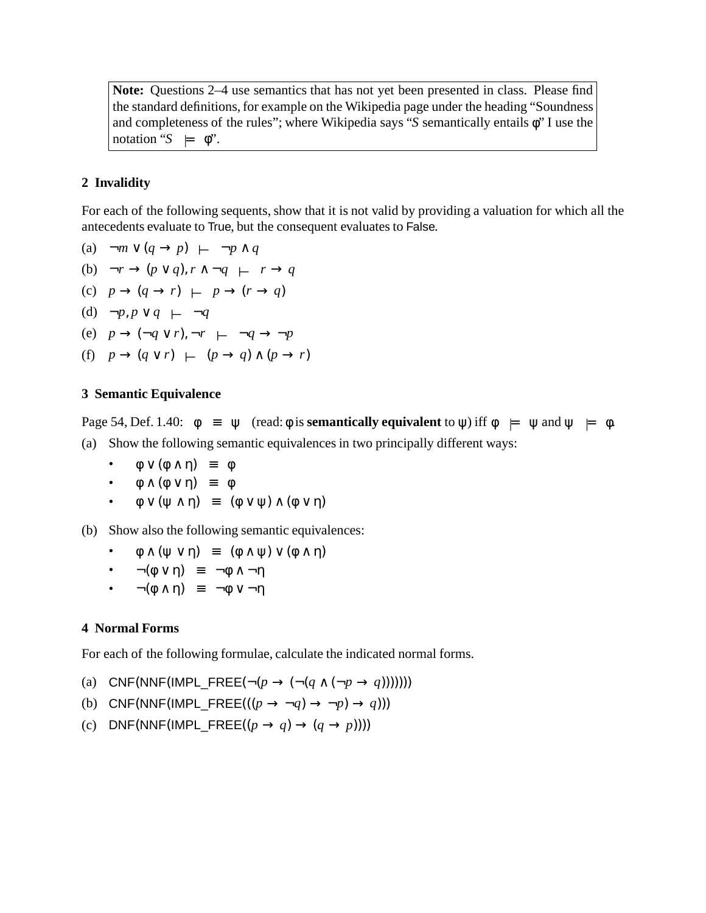> **Note:** Questions 2–4 use semantics that has not yet been presented in class. Please find the standard definitions, for example on the Wikipedia page under the heading "Soundness and completeness of the rules"; where Wikipedia says "$S$ semantically entails $\phi$" I use the notation "$S \models \phi$".

## 2 Invalidity

For each of the following sequents, show that it is not valid by providing a valuation for which all the antecedents evaluate to True, but the consequent evaluates to False.

(a) $\neg m \vee (q \to p) \vdash \neg p \wedge q$

(b) $\neg r \to (p \vee q), r \wedge \neg q \vdash r \to q$

(c) $p \to (q \to r) \vdash p \to (r \to q)$

(d) $\neg p, p \vee q \vdash \neg q$

(e) $p \to (\neg q \vee r), \neg r \vdash \neg q \to \neg p$

(f) $p \to (q \vee r) \vdash (p \to q) \wedge (p \to r)$

## 3 Semantic Equivalence

Page 54, Def. 1.40: $\phi \equiv \psi$ (read: $\phi$ is **semantically equivalent** to $\psi$) iff $\phi \models \psi$ and $\psi \models \phi$.

(a) Show the following semantic equivalences in two principally different ways:

- $\phi \vee (\phi \wedge \eta) \equiv \phi$
- $\phi \wedge (\phi \vee \eta) \equiv \phi$
- $\phi \vee (\psi \wedge \eta) \equiv (\phi \vee \psi) \wedge (\phi \vee \eta)$

(b) Show also the following semantic equivalences:

- $\phi \wedge (\psi \vee \eta) \equiv (\phi \wedge \psi) \vee (\phi \wedge \eta)$
- $\neg(\phi \vee \eta) \equiv \neg\phi \wedge \neg\eta$
- $\neg(\phi \wedge \eta) \equiv \neg\phi \vee \neg\eta$

## 4 Normal Forms

For each of the following formulae, calculate the indicated normal forms.

(a) CNF(NNF(IMPL_FREE($\neg(p \to (\neg(q \wedge (\neg p \to q))))$)))

(b) CNF(NNF(IMPL_FREE($((p \to \neg q) \to \neg p) \to q$)))

(c) DNF(NNF(IMPL_FREE($(p \to q) \to (q \to p)$)))